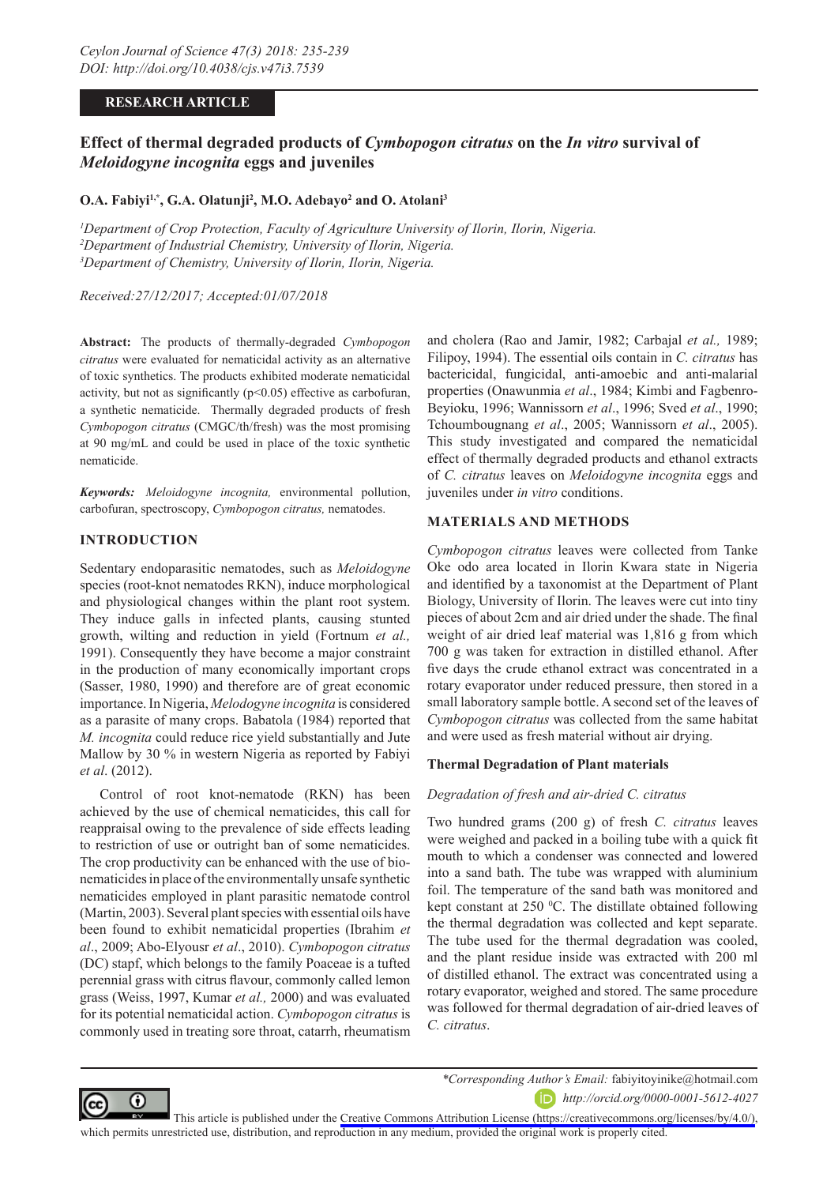RESEARCH ARTICLE

# Effect of thermal degraded products of *Cymbopogon citratus* on the *In vitro* survival of *Meloidogyne incognita* eggs and juveniles

**O.A. Fabiyi[1,*], G.A. Olatunji[2], M.O. Adebayo[2] and O. Atolani[3]**

[1]*Department of Crop Protection, Faculty of Agriculture University of Ilorin, Ilorin, Nigeria.*
[2]*Department of Industrial Chemistry, University of Ilorin, Ilorin, Nigeria.*
[3]*Department of Chemistry, University of Ilorin, Ilorin, Nigeria.*

*Received:27/12/2017; Accepted:01/07/2018*

**Abstract:** The products of thermally-degraded *Cymbopogon citratus* were evaluated for nematicidal activity as an alternative of toxic synthetics. The products exhibited moderate nematicidal activity, but not as significantly ($p<0.05$) effective as carbofuran, a synthetic nematicide. Thermally degraded products of fresh *Cymbopogon citratus* (CMGC/th/fresh) was the most promising at 90 mg/mL and could be used in place of the toxic synthetic nematicide.

***Keywords:*** *Meloidogyne incognita,* environmental pollution, carbofuran, spectroscopy, *Cymbopogon citratus,* nematodes.

## INTRODUCTION

Sedentary endoparasitic nematodes, such as *Meloidogyne* species (root-knot nematodes RKN), induce morphological and physiological changes within the plant root system. They induce galls in infected plants, causing stunted growth, wilting and reduction in yield (Fortnum *et al.,* 1991). Consequently they have become a major constraint in the production of many economically important crops (Sasser, 1980, 1990) and therefore are of great economic importance. In Nigeria, *Melodogyne incognita* is considered as a parasite of many crops. Babatola (1984) reported that *M. incognita* could reduce rice yield substantially and Jute Mallow by 30 % in western Nigeria as reported by Fabiyi *et al*. (2012).

Control of root knot-nematode (RKN) has been achieved by the use of chemical nematicides, this call for reappraisal owing to the prevalence of side effects leading to restriction of use or outright ban of some nematicides. The crop productivity can be enhanced with the use of bio-nematicides in place of the environmentally unsafe synthetic nematicides employed in plant parasitic nematode control (Martin, 2003). Several plant species with essential oils have been found to exhibit nematicidal properties (Ibrahim *et al*., 2009; Abo-Elyousr *et al*., 2010). *Cymbopogon citratus* (DC) stapf, which belongs to the family Poaceae is a tufted perennial grass with citrus flavour, commonly called lemon grass (Weiss, 1997, Kumar *et al.,* 2000) and was evaluated for its potential nematicidal action. *Cymbopogon citratus* is commonly used in treating sore throat, catarrh, rheumatism and cholera (Rao and Jamir, 1982; Carbajal *et al.,* 1989; Filipoy, 1994). The essential oils contain in *C. citratus* has bactericidal, fungicidal, anti-amoebic and anti-malarial properties (Onawunmia *et al*., 1984; Kimbi and Fagbenro-Beyioku, 1996; Wannissorn *et al*., 1996; Sved *et al*., 1990; Tchoumbougnang *et al*., 2005; Wannissorn *et al*., 2005). This study investigated and compared the nematicidal effect of thermally degraded products and ethanol extracts of *C. citratus* leaves on *Meloidogyne incognita* eggs and juveniles under *in vitro* conditions.

## MATERIALS AND METHODS

*Cymbopogon citratus* leaves were collected from Tanke Oke odo area located in Ilorin Kwara state in Nigeria and identified by a taxonomist at the Department of Plant Biology, University of Ilorin. The leaves were cut into tiny pieces of about 2cm and air dried under the shade. The final weight of air dried leaf material was 1,816 g from which 700 g was taken for extraction in distilled ethanol. After five days the crude ethanol extract was concentrated in a rotary evaporator under reduced pressure, then stored in a small laboratory sample bottle. A second set of the leaves of *Cymbopogon citratus* was collected from the same habitat and were used as fresh material without air drying.

### Thermal Degradation of Plant materials

*Degradation of fresh and air-dried C. citratus*

Two hundred grams (200 g) of fresh *C. citratus* leaves were weighed and packed in a boiling tube with a quick fit mouth to which a condenser was connected and lowered into a sand bath. The tube was wrapped with aluminium foil. The temperature of the sand bath was monitored and kept constant at 250 $^0$C. The distillate obtained following the thermal degradation was collected and kept separate. The tube used for the thermal degradation was cooled, and the plant residue inside was extracted with 200 ml of distilled ethanol. The extract was concentrated using a rotary evaporator, weighed and stored. The same procedure was followed for thermal degradation of air-dried leaves of *C. citratus*.

*\*Corresponding Author's Email:* fabiyitoyinike@hotmail.com
http://orcid.org/0000-0001-5612-4027

This article is published under the Creative Commons Attribution License (https://creativecommons.org/licenses/by/4.0/), which permits unrestricted use, distribution, and reproduction in any medium, provided the original work is properly cited.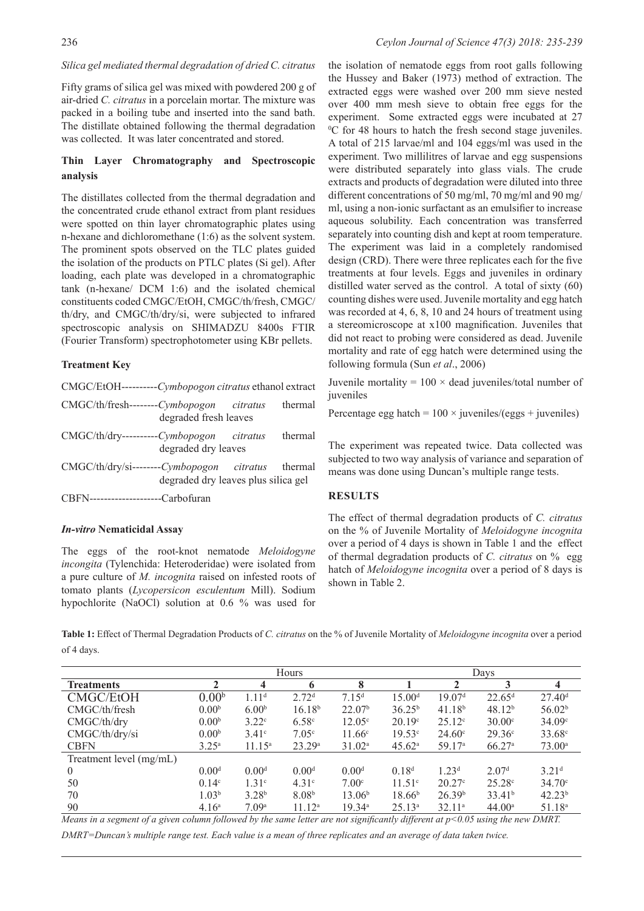*Silica gel mediated thermal degradation of dried C. citratus*

Fifty grams of silica gel was mixed with powdered 200 g of air-dried *C. citratus* in a porcelain mortar. The mixture was packed in a boiling tube and inserted into the sand bath. The distillate obtained following the thermal degradation was collected. It was later concentrated and stored.

### Thin Layer Chromatography and Spectroscopic analysis

The distillates collected from the thermal degradation and the concentrated crude ethanol extract from plant residues were spotted on thin layer chromatographic plates using n-hexane and dichloromethane (1:6) as the solvent system. The prominent spots observed on the TLC plates guided the isolation of the products on PTLC plates (Si gel). After loading, each plate was developed in a chromatographic tank (n-hexane/ DCM 1:6) and the isolated chemical constituents coded CMGC/EtOH, CMGC/th/fresh, CMGC/th/dry, and CMGC/th/dry/si, were subjected to infrared spectroscopic analysis on SHIMADZU 8400s FTIR (Fourier Transform) spectrophotometer using KBr pellets.

### Treatment Key

CMGC/EtOH----------*Cymbopogon citratus* ethanol extract

CMGC/th/fresh--------*Cymbopogon citratus* thermal degraded fresh leaves

CMGC/th/dry----------*Cymbopogon citratus* thermal degraded dry leaves

CMGC/th/dry/si--------*Cymbopogon citratus* thermal degraded dry leaves plus silica gel

CBFN--------------------Carbofuran

### *In-vitro* Nematicidal Assay

The eggs of the root-knot nematode *Meloidogyne incongita* (Tylenchida: Heteroderidae) were isolated from a pure culture of *M. incognita* raised on infested roots of tomato plants (*Lycopersicon esculentum* Mill). Sodium hypochlorite (NaOCl) solution at 0.6 % was used for the isolation of nematode eggs from root galls following the Hussey and Baker (1973) method of extraction. The extracted eggs were washed over 200 mm sieve nested over 400 mm mesh sieve to obtain free eggs for the experiment. Some extracted eggs were incubated at 27 $^0$C for 48 hours to hatch the fresh second stage juveniles. A total of 215 larvae/ml and 104 eggs/ml was used in the experiment. Two millilitres of larvae and egg suspensions were distributed separately into glass vials. The crude extracts and products of degradation were diluted into three different concentrations of 50 mg/ml, 70 mg/ml and 90 mg/ml, using a non-ionic surfactant as an emulsifier to increase aqueous solubility. Each concentration was transferred separately into counting dish and kept at room temperature. The experiment was laid in a completely randomised design (CRD). There were three replicates each for the five treatments at four levels. Eggs and juveniles in ordinary distilled water served as the control. A total of sixty (60) counting dishes were used. Juvenile mortality and egg hatch was recorded at 4, 6, 8, 10 and 24 hours of treatment using a stereomicroscope at x100 magnification. Juveniles that did not react to probing were considered as dead. Juvenile mortality and rate of egg hatch were determined using the following formula (Sun *et al*., 2006)

Juvenile mortality = $100 \times$ dead juveniles/total number of juveniles

Percentage egg hatch = $100 \times$ juveniles/(eggs + juveniles)

The experiment was repeated twice. Data collected was subjected to two way analysis of variance and separation of means was done using Duncan's multiple range tests.

## RESULTS

The effect of thermal degradation products of *C. citratus* on the % of Juvenile Mortality of *Meloidogyne incognita* over a period of 4 days is shown in Table 1 and the effect of thermal degradation products of *C. citratus* on % egg hatch of *Meloidogyne incognita* over a period of 8 days is shown in Table 2.

**Table 1:** Effect of Thermal Degradation Products of *C. citratus* on the % of Juvenile Mortality of *Meloidogyne incognita* over a period of 4 days.

| | Hours | | | | Days | | | |
|---|---|---|---|---|---|---|---|---|
| **Treatments** | **2** | **4** | **6** | **8** | **1** | **2** | **3** | **4** |
| CMGC/EtOH | 0.00[b] | 1.11[d] | 2.72[d] | 7.15[d] | 15.00[d] | 19.07[d] | 22.65[d] | 27.40[d] |
| CMGC/th/fresh | 0.00[b] | 6.00[b] | 16.18[b] | 22.07[b] | 36.25[b] | 41.18[b] | 48.12[b] | 56.02[b] |
| CMGC/th/dry | 0.00[b] | 3.22[c] | 6.58[c] | 12.05[c] | 20.19[c] | 25.12[c] | 30.00[c] | 34.09[c] |
| CMGC/th/dry/si | 0.00[b] | 3.41[c] | 7.05[c] | 11.66[c] | 19.53[c] | 24.60[c] | 29.36[c] | 33.68[c] |
| CBFN | 3.25[a] | 11.15[a] | 23.29[a] | 31.02[a] | 45.62[a] | 59.17[a] | 66.27[a] | 73.00[a] |
| Treatment level (mg/mL) | | | | | | | | |
| 0 | 0.00[d] | 0.00[d] | 0.00[d] | 0.00[d] | 0.18[d] | 1.23[d] | 2.07[d] | 3.21[d] |
| 50 | 0.14[c] | 1.31[c] | 4.31[c] | 7.00[c] | 11.51[c] | 20.27[c] | 25.28[c] | 34.70[c] |
| 70 | 1.03[b] | 3.28[b] | 8.08[b] | 13.06[b] | 18.66[b] | 26.39[b] | 33.41[b] | 42.23[b] |
| 90 | 4.16[a] | 7.09[a] | 11.12[a] | 19.34[a] | 25.13[a] | 32.11[a] | 44.00[a] | 51.18[a] |

*Means in a segment of a given column followed by the same letter are not significantly different at p<0.05 using the new DMRT.*

*DMRT=Duncan's multiple range test. Each value is a mean of three replicates and an average of data taken twice.*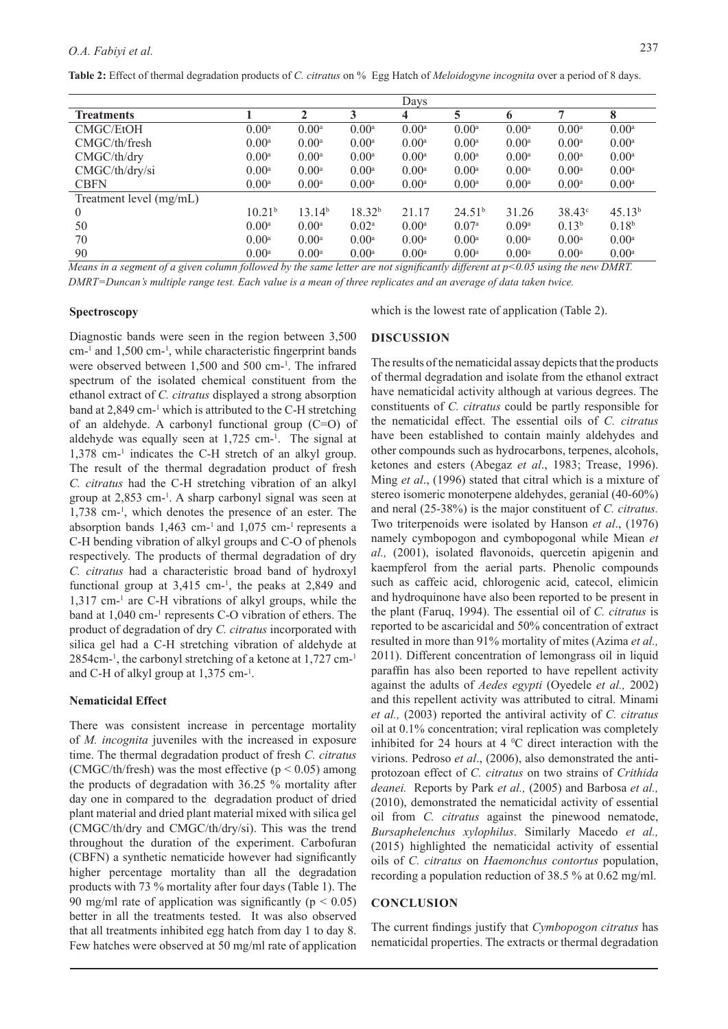**Table 2:** Effect of thermal degradation products of *C. citratus* on % Egg Hatch of *Meloidogyne incognita* over a period of 8 days.

| | Days | | | | | | | |
|---|---|---|---|---|---|---|---|---|
| **Treatments** | **1** | **2** | **3** | **4** | **5** | **6** | **7** | **8** |
| CMGC/EtOH | 0.00[a] | 0.00[a] | 0.00[a] | 0.00[a] | 0.00[a] | 0.00[a] | 0.00[a] | 0.00[a] |
| CMGC/th/fresh | 0.00[a] | 0.00[a] | 0.00[a] | 0.00[a] | 0.00[a] | 0.00[a] | 0.00[a] | 0.00[a] |
| CMGC/th/dry | 0.00[a] | 0.00[a] | 0.00[a] | 0.00[a] | 0.00[a] | 0.00[a] | 0.00[a] | 0.00[a] |
| CMGC/th/dry/si | 0.00[a] | 0.00[a] | 0.00[a] | 0.00[a] | 0.00[a] | 0.00[a] | 0.00[a] | 0.00[a] |
| CBFN | 0.00[a] | 0.00[a] | 0.00[a] | 0.00[a] | 0.00[a] | 0.00[a] | 0.00[a] | 0.00[a] |
| Treatment level (mg/mL) | | | | | | | | |
| 0 | 10.21[b] | 13.14[b] | 18.32[b] | 21.17 | 24.51[b] | 31.26 | 38.43[c] | 45.13[b] |
| 50 | 0.00[a] | 0.00[a] | 0.02[a] | 0.00[a] | 0.07[a] | 0.09[a] | 0.13[b] | 0.18[b] |
| 70 | 0.00[a] | 0.00[a] | 0.00[a] | 0.00[a] | 0.00[a] | 0.00[a] | 0.00[a] | 0.00[a] |
| 90 | 0.00[a] | 0.00[a] | 0.00[a] | 0.00[a] | 0.00[a] | 0.00[a] | 0.00[a] | 0.00[a] |

*Means in a segment of a given column followed by the same letter are not significantly different at p<0.05 using the new DMRT. DMRT=Duncan's multiple range test. Each value is a mean of three replicates and an average of data taken twice.*

### Spectroscopy

Diagnostic bands were seen in the region between 3,500 cm-[1] and 1,500 cm-[1], while characteristic fingerprint bands were observed between 1,500 and 500 cm-[1]. The infrared spectrum of the isolated chemical constituent from the ethanol extract of *C. citratus* displayed a strong absorption band at 2,849 cm-[1] which is attributed to the C-H stretching of an aldehyde. A carbonyl functional group (C=O) of aldehyde was equally seen at 1,725 cm-[1]. The signal at 1,378 cm-[1] indicates the C-H stretch of an alkyl group. The result of the thermal degradation product of fresh *C. citratus* had the C-H stretching vibration of an alkyl group at 2,853 cm-[1]. A sharp carbonyl signal was seen at 1,738 cm-[1], which denotes the presence of an ester. The absorption bands 1,463 cm-[1] and 1,075 cm-[1] represents a C-H bending vibration of alkyl groups and C-O of phenols respectively. The products of thermal degradation of dry *C. citratus* had a characteristic broad band of hydroxyl functional group at 3,415 cm-[1], the peaks at 2,849 and 1,317 cm-[1] are C-H vibrations of alkyl groups, while the band at 1,040 cm-[1] represents C-O vibration of ethers. The product of degradation of dry *C. citratus* incorporated with silica gel had a C-H stretching vibration of aldehyde at 2854cm-[1], the carbonyl stretching of a ketone at 1,727 cm-[1] and C-H of alkyl group at 1,375 cm-[1].

### Nematicidal Effect

There was consistent increase in percentage mortality of *M. incognita* juveniles with the increased in exposure time. The thermal degradation product of fresh *C. citratus* (CMGC/th/fresh) was the most effective ($p < 0.05$) among the products of degradation with 36.25 % mortality after day one in compared to the degradation product of dried plant material and dried plant material mixed with silica gel (CMGC/th/dry and CMGC/th/dry/si). This was the trend throughout the duration of the experiment. Carbofuran (CBFN) a synthetic nematicide however had significantly higher percentage mortality than all the degradation products with 73 % mortality after four days (Table 1). The 90 mg/ml rate of application was significantly ($p < 0.05$) better in all the treatments tested. It was also observed that all treatments inhibited egg hatch from day 1 to day 8. Few hatches were observed at 50 mg/ml rate of application which is the lowest rate of application (Table 2).

## DISCUSSION

The results of the nematicidal assay depicts that the products of thermal degradation and isolate from the ethanol extract have nematicidal activity although at various degrees. The constituents of *C. citratus* could be partly responsible for the nematicidal effect. The essential oils of *C. citratus* have been established to contain mainly aldehydes and other compounds such as hydrocarbons, terpenes, alcohols, ketones and esters (Abegaz *et al*., 1983; Trease, 1996). Ming *et al*., (1996) stated that citral which is a mixture of stereo isomeric monoterpene aldehydes, geranial (40-60%) and neral (25-38%) is the major constituent of *C. citratus.* Two triterpenoids were isolated by Hanson *et al*., (1976) namely cymbopogon and cymbopogonal while Miean *et al.,* (2001), isolated flavonoids, quercetin apigenin and kaempferol from the aerial parts. Phenolic compounds such as caffeic acid, chlorogenic acid, catecol, elimicin and hydroquinone have also been reported to be present in the plant (Faruq, 1994). The essential oil of *C. citratus* is reported to be ascaricidal and 50% concentration of extract resulted in more than 91% mortality of mites (Azima *et al.,* 2011). Different concentration of lemongrass oil in liquid paraffin has also been reported to have repellent activity against the adults of *Aedes egypti* (Oyedele *et al.,* 2002) and this repellent activity was attributed to citral. Minami *et al.,* (2003) reported the antiviral activity of *C. citratus* oil at 0.1% concentration; viral replication was completely inhibited for 24 hours at 4 $^0$C direct interaction with the virions. Pedroso *et al*., (2006), also demonstrated the anti-protozoan effect of *C. citratus* on two strains of *Crithida deanei.* Reports by Park *et al.,* (2005) and Barbosa *et al.,* (2010), demonstrated the nematicidal activity of essential oil from *C. citratus* against the pinewood nematode, *Bursaphelenchus xylophilus*. Similarly Macedo *et al.,* (2015) highlighted the nematicidal activity of essential oils of *C. citratus* on *Haemonchus contortus* population, recording a population reduction of 38.5 % at 0.62 mg/ml.

## CONCLUSION

The current findings justify that *Cymbopogon citratus* has nematicidal properties. The extracts or thermal degradation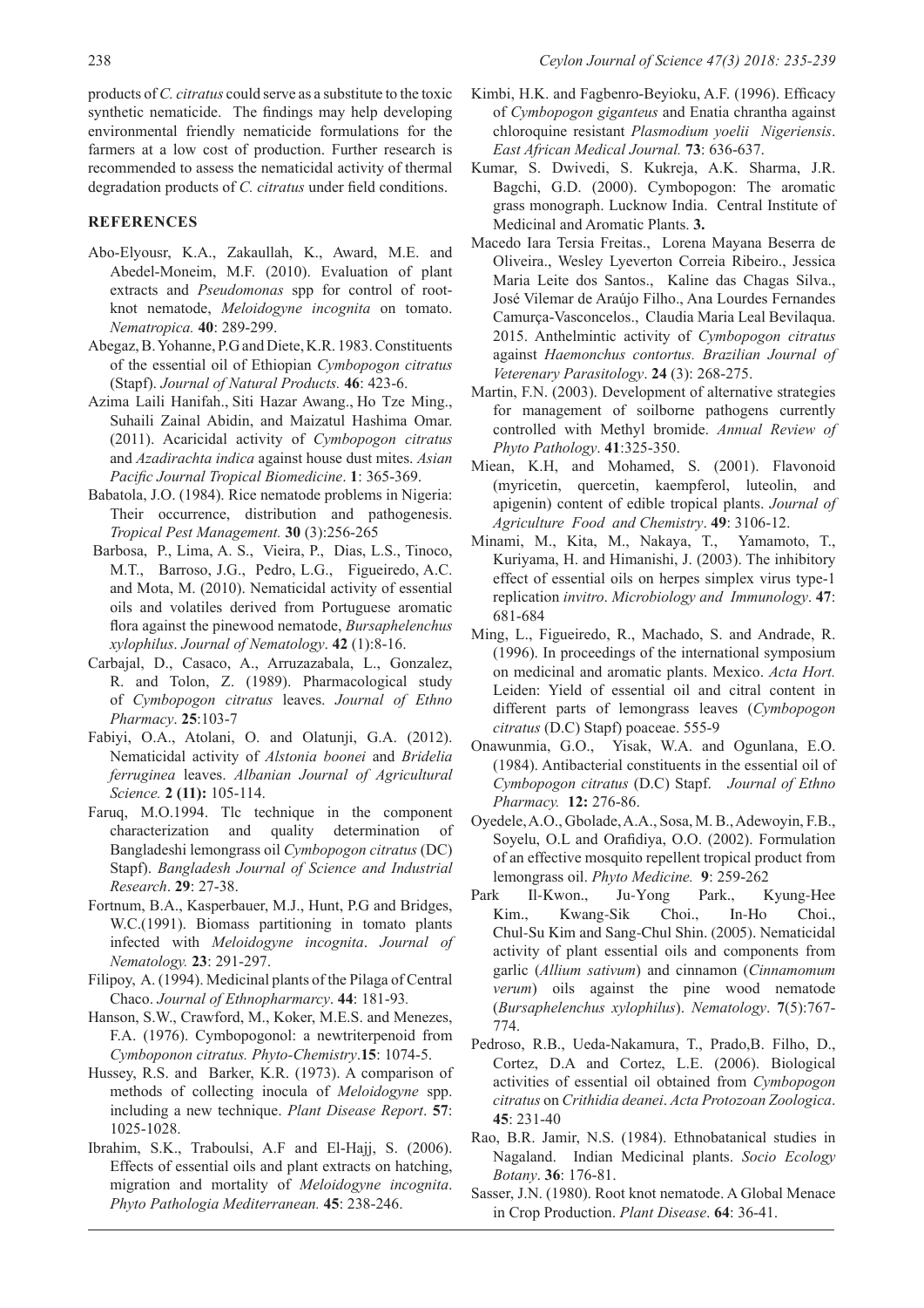products of *C. citratus* could serve as a substitute to the toxic synthetic nematicide. The findings may help developing environmental friendly nematicide formulations for the farmers at a low cost of production. Further research is recommended to assess the nematicidal activity of thermal degradation products of *C. citratus* under field conditions.

## REFERENCES

Abo-Elyousr, K.A., Zakaullah, K., Award, M.E. and Abedel-Moneim, M.F. (2010). Evaluation of plant extracts and *Pseudomonas* spp for control of root-knot nematode, *Meloidogyne incognita* on tomato. *Nematropica.* **40**: 289-299.

Abegaz, B. Yohanne, P.G and Diete, K.R. 1983. Constituents of the essential oil of Ethiopian *Cymbopogon citratus* (Stapf). *Journal of Natural Products.* **46**: 423-6.

Azima Laili Hanifah., Siti Hazar Awang., Ho Tze Ming., Suhaili Zainal Abidin, and Maizatul Hashima Omar. (2011). Acaricidal activity of *Cymbopogon citratus* and *Azadirachta indica* against house dust mites. *Asian Pacific Journal Tropical Biomedicine*. **1**: 365-369.

Babatola, J.O. (1984). Rice nematode problems in Nigeria: Their occurrence, distribution and pathogenesis. *Tropical Pest Management.* **30** (3):256-265

Barbosa, P., Lima, A. S., Vieira, P., Dias, L.S., Tinoco, M.T., Barroso, J.G., Pedro, L.G., Figueiredo, A.C. and Mota, M. (2010). Nematicidal activity of essential oils and volatiles derived from Portuguese aromatic flora against the pinewood nematode, *Bursaphelenchus xylophilus*. *Journal of Nematology*. **42** (1):8-16.

Carbajal, D., Casaco, A., Arruzazabala, L., Gonzalez, R. and Tolon, Z. (1989). Pharmacological study of *Cymbopogon citratus* leaves. *Journal of Ethno Pharmacy*. **25**:103-7

Fabiyi, O.A., Atolani, O. and Olatunji, G.A. (2012). Nematicidal activity of *Alstonia boonei* and *Bridelia ferruginea* leaves. *Albanian Journal of Agricultural Science.* **2 (11):** 105-114.

Faruq, M.O.1994. Tlc technique in the component characterization and quality determination of Bangladeshi lemongrass oil *Cymbopogon citratus* (DC) Stapf). *Bangladesh Journal of Science and Industrial Research*. **29**: 27-38.

Fortnum, B.A., Kasperbauer, M.J., Hunt, P.G and Bridges, W.C.(1991). Biomass partitioning in tomato plants infected with *Meloidogyne incognita*. *Journal of Nematology.* **23**: 291-297.

Filipoy, A. (1994). Medicinal plants of the Pilaga of Central Chaco. *Journal of Ethnopharmarcy*. **44**: 181-93.

Hanson, S.W., Crawford, M., Koker, M.E.S. and Menezes, F.A. (1976). Cymbopogonol: a newtriterpenoid from *Cymboponon citratus. Phyto-Chemistry*.**15**: 1074-5.

Hussey, R.S. and Barker, K.R. (1973). A comparison of methods of collecting inocula of *Meloidogyne* spp. including a new technique. *Plant Disease Report*. **57**: 1025-1028.

Ibrahim, S.K., Traboulsi, A.F and El-Hajj, S. (2006). Effects of essential oils and plant extracts on hatching, migration and mortality of *Meloidogyne incognita*. *Phyto Pathologia Mediterranean.* **45**: 238-246.

Kimbi, H.K. and Fagbenro-Beyioku, A.F. (1996). Efficacy of *Cymbopogon giganteus* and Enatia chrantha against chloroquine resistant *Plasmodium yoelii Nigeriensis*. *East African Medical Journal.* **73**: 636-637.

Kumar, S. Dwivedi, S. Kukreja, A.K. Sharma, J.R. Bagchi, G.D. (2000). Cymbopogon: The aromatic grass monograph. Lucknow India. Central Institute of Medicinal and Aromatic Plants. **3.**

Macedo Iara Tersia Freitas., Lorena Mayana Beserra de Oliveira., Wesley Lyeverton Correia Ribeiro., Jessica Maria Leite dos Santos., Kaline das Chagas Silva., José Vilemar de Araújo Filho., Ana Lourdes Fernandes Camurça-Vasconcelos., Claudia Maria Leal Bevilaqua. 2015. Anthelmintic activity of *Cymbopogon citratus* against *Haemonchus contortus. Brazilian Journal of Veterenary Parasitology*. **24** (3): 268-275.

Martin, F.N. (2003). Development of alternative strategies for management of soilborne pathogens currently controlled with Methyl bromide. *Annual Review of Phyto Pathology*. **41**:325-350.

Miean, K.H, and Mohamed, S. (2001). Flavonoid (myricetin, quercetin, kaempferol, luteolin, and apigenin) content of edible tropical plants. *Journal of Agriculture Food and Chemistry*. **49**: 3106-12.

Minami, M., Kita, M., Nakaya, T., Yamamoto, T., Kuriyama, H. and Himanishi, J. (2003). The inhibitory effect of essential oils on herpes simplex virus type-1 replication *invitro*. *Microbiology and Immunology*. **47**: 681-684

Ming, L., Figueiredo, R., Machado, S. and Andrade, R. (1996). In proceedings of the international symposium on medicinal and aromatic plants. Mexico. *Acta Hort.* Leiden: Yield of essential oil and citral content in different parts of lemongrass leaves (*Cymbopogon citratus* (D.C) Stapf) poaceae. 555-9

Onawunmia, G.O., Yisak, W.A. and Ogunlana, E.O. (1984). Antibacterial constituents in the essential oil of *Cymbopogon citratus* (D.C) Stapf. *Journal of Ethno Pharmacy.* **12:** 276-86.

Oyedele, A.O., Gbolade, A.A., Sosa, M. B., Adewoyin, F.B., Soyelu, O.L and Orafidiya, O.O. (2002). Formulation of an effective mosquito repellent tropical product from lemongrass oil. *Phyto Medicine.* **9**: 259-262

Park Il-Kwon., Ju-Yong Park., Kyung-Hee Kim., Kwang-Sik Choi., In-Ho Choi., Chul-Su Kim and Sang-Chul Shin. (2005). Nematicidal activity of plant essential oils and components from garlic (*Allium sativum*) and cinnamon (*Cinnamomum verum*) oils against the pine wood nematode (*Bursaphelenchus xylophilus*). *Nematology*. **7**(5):767-774.

Pedroso, R.B., Ueda-Nakamura, T., Prado,B. Filho, D., Cortez, D.A and Cortez, L.E. (2006). Biological activities of essential oil obtained from *Cymbopogon citratus* on *Crithidia deanei*. *Acta Protozoan Zoologica*. **45**: 231-40

Rao, B.R. Jamir, N.S. (1984). Ethnobatanical studies in Nagaland. Indian Medicinal plants. *Socio Ecology Botany*. **36**: 176-81.

Sasser, J.N. (1980). Root knot nematode. A Global Menace in Crop Production. *Plant Disease*. **64**: 36-41.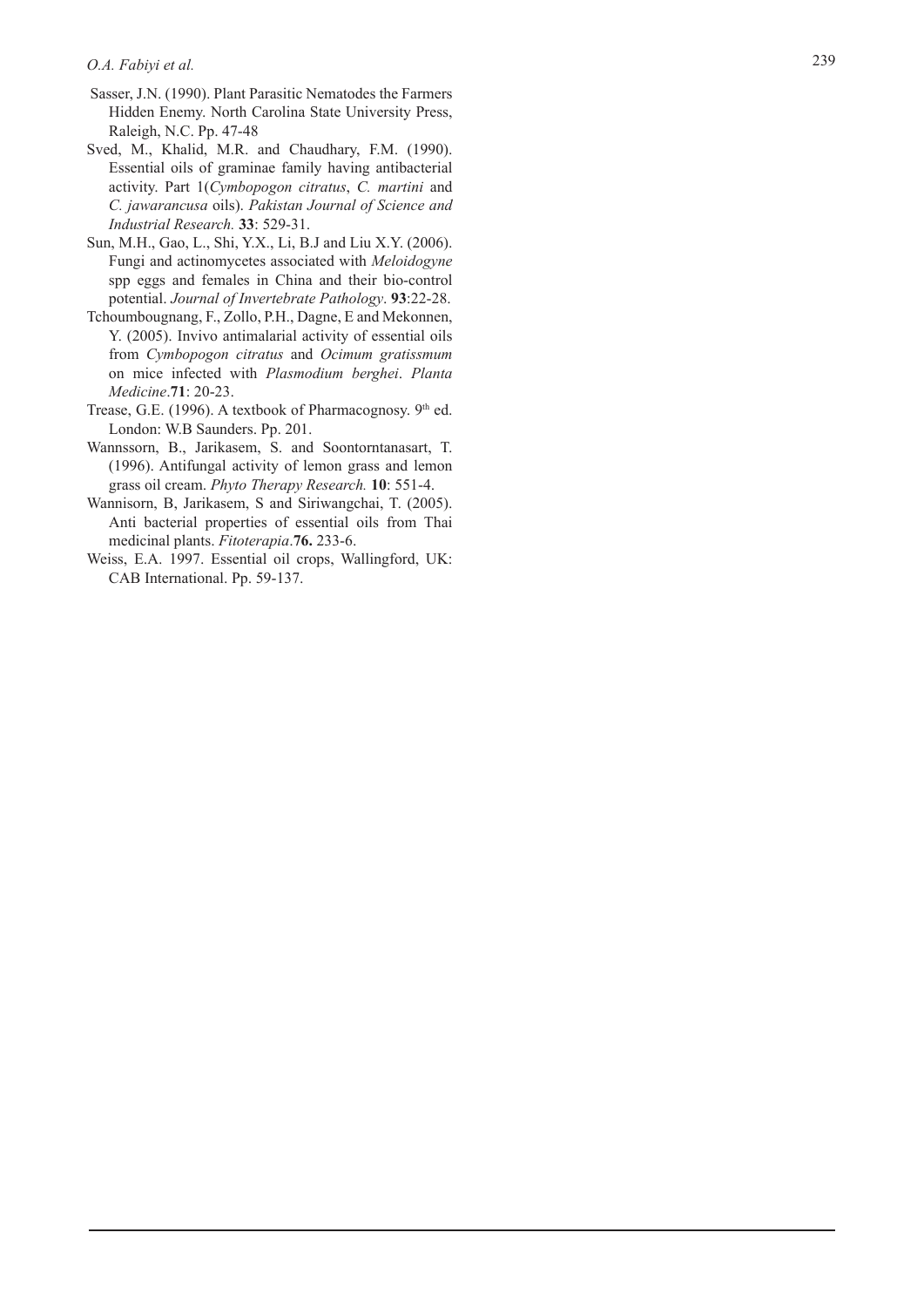Sasser, J.N. (1990). Plant Parasitic Nematodes the Farmers Hidden Enemy. North Carolina State University Press, Raleigh, N.C. Pp. 47-48

Sved, M., Khalid, M.R. and Chaudhary, F.M. (1990). Essential oils of graminae family having antibacterial activity. Part 1(*Cymbopogon citratus*, *C. martini* and *C. jawarancusa* oils). *Pakistan Journal of Science and Industrial Research.* **33**: 529-31.

Sun, M.H., Gao, L., Shi, Y.X., Li, B.J and Liu X.Y. (2006). Fungi and actinomycetes associated with *Meloidogyne* spp eggs and females in China and their bio-control potential. *Journal of Invertebrate Pathology*. **93**:22-28.

Tchoumbougnang, F., Zollo, P.H., Dagne, E and Mekonnen, Y. (2005). Invivo antimalarial activity of essential oils from *Cymbopogon citratus* and *Ocimum gratissmum* on mice infected with *Plasmodium berghei*. *Planta Medicine*.**71**: 20-23.

Trease, G.E. (1996). A textbook of Pharmacognosy. 9th ed. London: W.B Saunders. Pp. 201.

Wannssorn, B., Jarikasem, S. and Soontorntanasart, T. (1996). Antifungal activity of lemon grass and lemon grass oil cream. *Phyto Therapy Research.* **10**: 551-4.

Wannisorn, B, Jarikasem, S and Siriwangchai, T. (2005). Anti bacterial properties of essential oils from Thai medicinal plants. *Fitoterapia*.**76.** 233-6.

Weiss, E.A. 1997. Essential oil crops, Wallingford, UK: CAB International. Pp. 59-137.